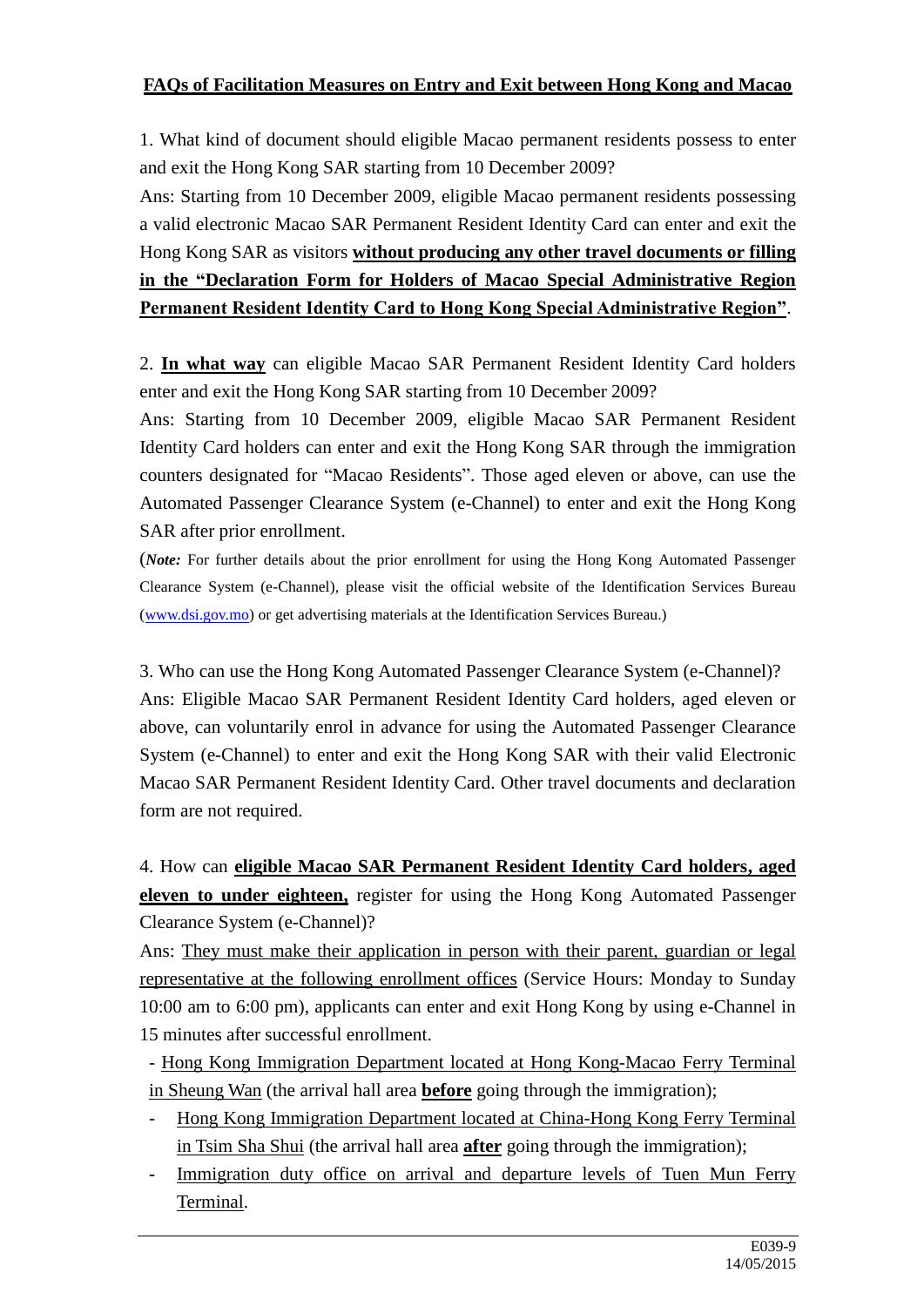# FAQs of Facilitation Measures on Entry and Exit between Hong Kong and Macao

1. What kind of document should eligible Macao permanent residents possess to enter and exit the Hong Kong SAR starting from 10 December 2009?

Ans: Starting from 10 December 2009, eligible Macao permanent residents possessing a valid electronic Macao SAR Permanent Resident Identity Card can enter and exit the Hong Kong SAR as visitors **without producing any other travel documents or filling in the "Declaration Form for Holders of Macao Special Administrative Region Permanent Resident Identity Card to Hong Kong Special Administrative Region"**.

2. **In what way** can eligible Macao SAR Permanent Resident Identity Card holders enter and exit the Hong Kong SAR starting from 10 December 2009?

Ans: Starting from 10 December 2009, eligible Macao SAR Permanent Resident Identity Card holders can enter and exit the Hong Kong SAR through the immigration counters designated for "Macao Residents". Those aged eleven or above, can use the Automated Passenger Clearance System (e-Channel) to enter and exit the Hong Kong SAR after prior enrollment.

(***Note:*** For further details about the prior enrollment for using the Hong Kong Automated Passenger Clearance System (e-Channel), please visit the official website of the Identification Services Bureau (www.dsi.gov.mo) or get advertising materials at the Identification Services Bureau.)

3. Who can use the Hong Kong Automated Passenger Clearance System (e-Channel)?

Ans: Eligible Macao SAR Permanent Resident Identity Card holders, aged eleven or above, can voluntarily enrol in advance for using the Automated Passenger Clearance System (e-Channel) to enter and exit the Hong Kong SAR with their valid Electronic Macao SAR Permanent Resident Identity Card. Other travel documents and declaration form are not required.

4. How can **eligible Macao SAR Permanent Resident Identity Card holders, aged eleven to under eighteen,** register for using the Hong Kong Automated Passenger Clearance System (e-Channel)?

Ans: They must make their application in person with their parent, guardian or legal representative at the following enrollment offices (Service Hours: Monday to Sunday 10:00 am to 6:00 pm), applicants can enter and exit Hong Kong by using e-Channel in 15 minutes after successful enrollment.

- Hong Kong Immigration Department located at Hong Kong-Macao Ferry Terminal in Sheung Wan (the arrival hall area **before** going through the immigration);
- Hong Kong Immigration Department located at China-Hong Kong Ferry Terminal in Tsim Sha Shui (the arrival hall area **after** going through the immigration);
- Immigration duty office on arrival and departure levels of Tuen Mun Ferry Terminal.

E039-9
14/05/2015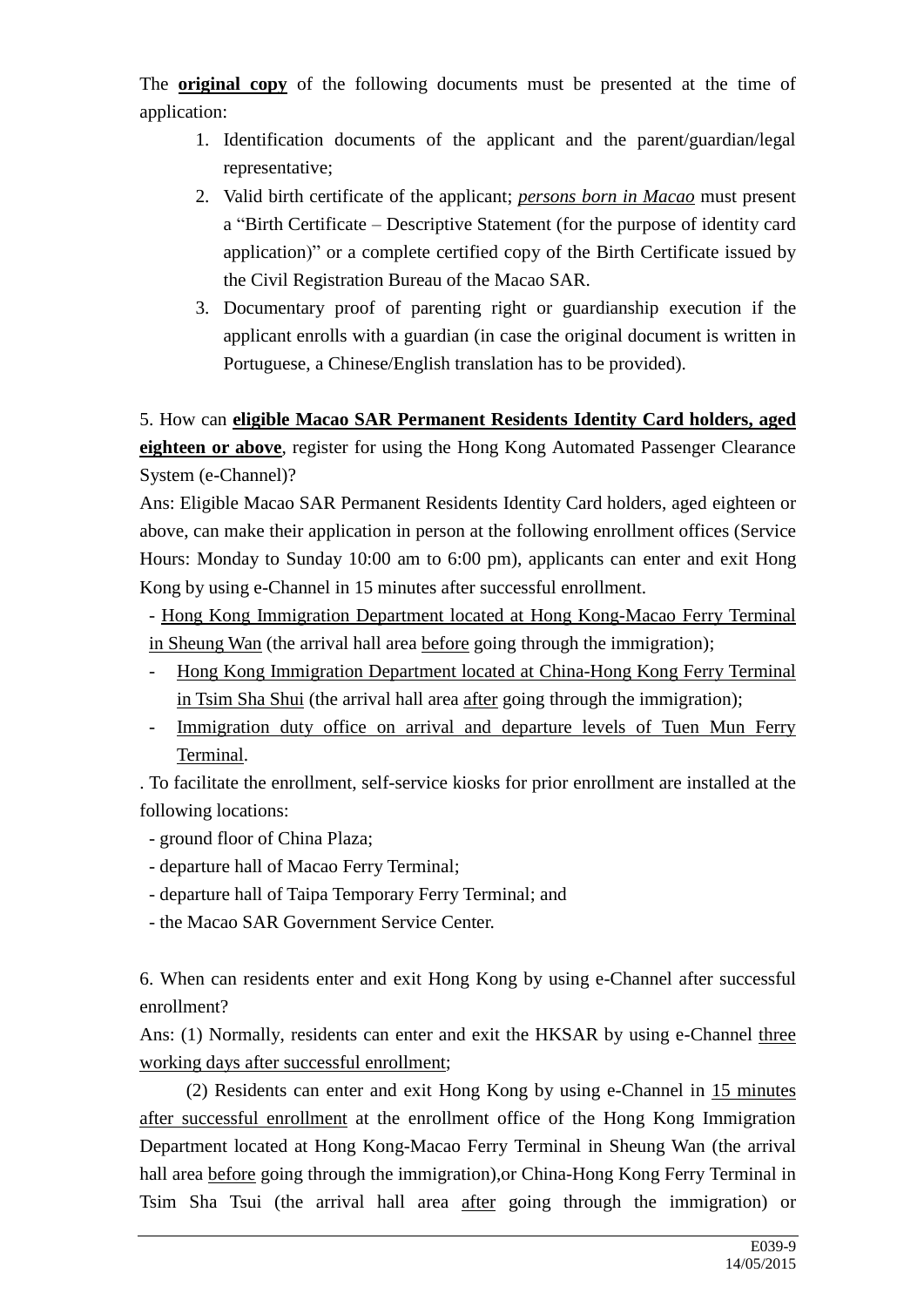The **original copy** of the following documents must be presented at the time of application:

1. Identification documents of the applicant and the parent/guardian/legal representative;
2. Valid birth certificate of the applicant; *persons born in Macao* must present a "Birth Certificate – Descriptive Statement (for the purpose of identity card application)" or a complete certified copy of the Birth Certificate issued by the Civil Registration Bureau of the Macao SAR.
3. Documentary proof of parenting right or guardianship execution if the applicant enrolls with a guardian (in case the original document is written in Portuguese, a Chinese/English translation has to be provided).

5. How can **eligible Macao SAR Permanent Residents Identity Card holders, aged eighteen or above**, register for using the Hong Kong Automated Passenger Clearance System (e-Channel)?

Ans: Eligible Macao SAR Permanent Residents Identity Card holders, aged eighteen or above, can make their application in person at the following enrollment offices (Service Hours: Monday to Sunday 10:00 am to 6:00 pm), applicants can enter and exit Hong Kong by using e-Channel in 15 minutes after successful enrollment.

- Hong Kong Immigration Department located at Hong Kong-Macao Ferry Terminal in Sheung Wan (the arrival hall area before going through the immigration);
- Hong Kong Immigration Department located at China-Hong Kong Ferry Terminal in Tsim Sha Shui (the arrival hall area after going through the immigration);
- Immigration duty office on arrival and departure levels of Tuen Mun Ferry Terminal.

. To facilitate the enrollment, self-service kiosks for prior enrollment are installed at the following locations:

- ground floor of China Plaza;
- departure hall of Macao Ferry Terminal;
- departure hall of Taipa Temporary Ferry Terminal; and
- the Macao SAR Government Service Center.

6. When can residents enter and exit Hong Kong by using e-Channel after successful enrollment?

Ans: (1) Normally, residents can enter and exit the HKSAR by using e-Channel three working days after successful enrollment;

(2) Residents can enter and exit Hong Kong by using e-Channel in 15 minutes after successful enrollment at the enrollment office of the Hong Kong Immigration Department located at Hong Kong-Macao Ferry Terminal in Sheung Wan (the arrival hall area before going through the immigration),or China-Hong Kong Ferry Terminal in Tsim Sha Tsui (the arrival hall area after going through the immigration) or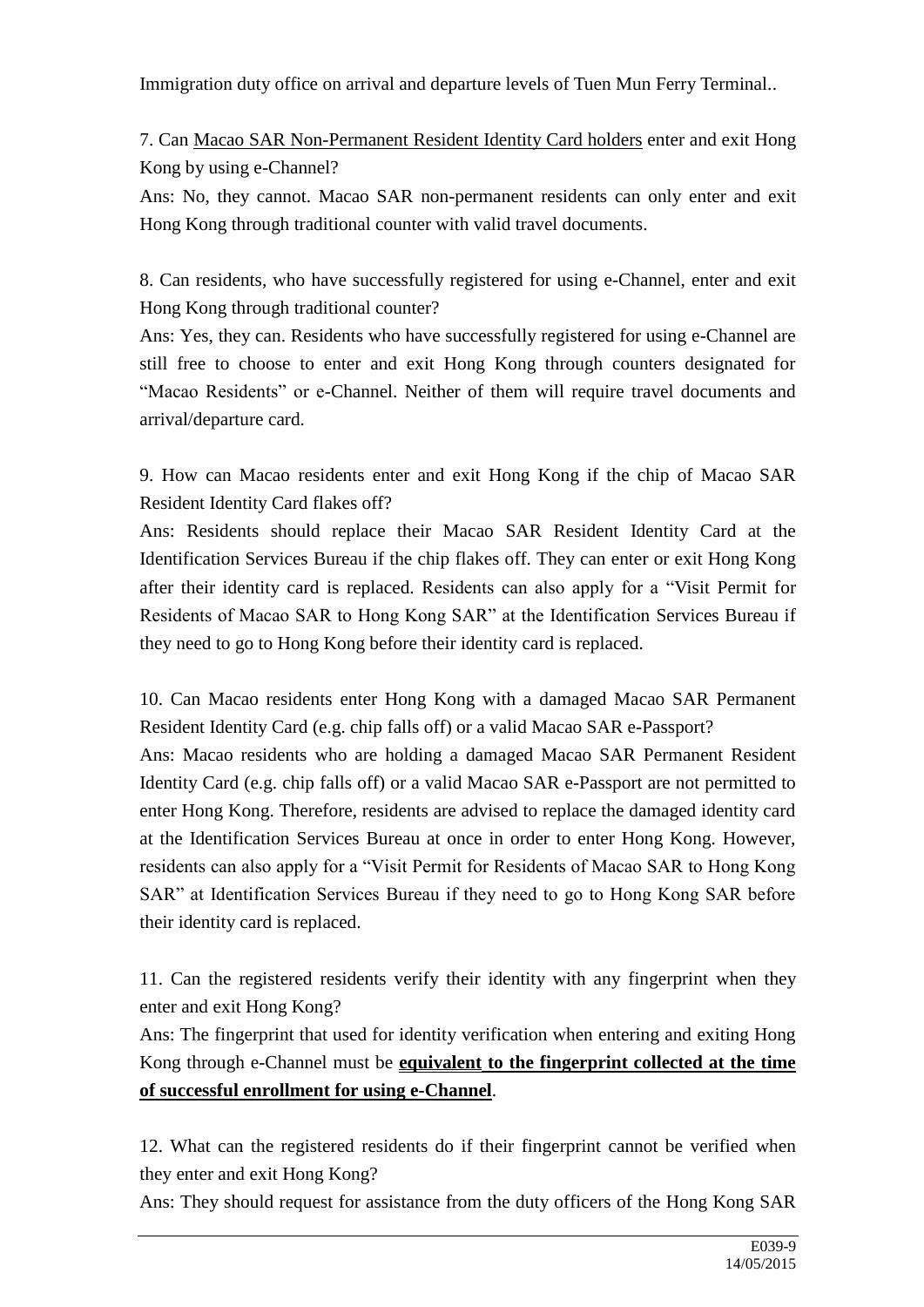Immigration duty office on arrival and departure levels of Tuen Mun Ferry Terminal..

7. Can <u>Macao SAR Non-Permanent Resident Identity Card holders</u> enter and exit Hong Kong by using e-Channel?

Ans: No, they cannot. Macao SAR non-permanent residents can only enter and exit Hong Kong through traditional counter with valid travel documents.

8. Can residents, who have successfully registered for using e-Channel, enter and exit Hong Kong through traditional counter?

Ans: Yes, they can. Residents who have successfully registered for using e-Channel are still free to choose to enter and exit Hong Kong through counters designated for "Macao Residents" or e-Channel. Neither of them will require travel documents and arrival/departure card.

9. How can Macao residents enter and exit Hong Kong if the chip of Macao SAR Resident Identity Card flakes off?

Ans: Residents should replace their Macao SAR Resident Identity Card at the Identification Services Bureau if the chip flakes off. They can enter or exit Hong Kong after their identity card is replaced. Residents can also apply for a "Visit Permit for Residents of Macao SAR to Hong Kong SAR" at the Identification Services Bureau if they need to go to Hong Kong before their identity card is replaced.

10. Can Macao residents enter Hong Kong with a damaged Macao SAR Permanent Resident Identity Card (e.g. chip falls off) or a valid Macao SAR e-Passport?

Ans: Macao residents who are holding a damaged Macao SAR Permanent Resident Identity Card (e.g. chip falls off) or a valid Macao SAR e-Passport are not permitted to enter Hong Kong. Therefore, residents are advised to replace the damaged identity card at the Identification Services Bureau at once in order to enter Hong Kong. However, residents can also apply for a "Visit Permit for Residents of Macao SAR to Hong Kong SAR" at Identification Services Bureau if they need to go to Hong Kong SAR before their identity card is replaced.

11. Can the registered residents verify their identity with any fingerprint when they enter and exit Hong Kong?

Ans: The fingerprint that used for identity verification when entering and exiting Hong Kong through e-Channel must be **<u>equivalent to the fingerprint collected at the time of successful enrollment for using e-Channel</u>**.

12. What can the registered residents do if their fingerprint cannot be verified when they enter and exit Hong Kong?

Ans: They should request for assistance from the duty officers of the Hong Kong SAR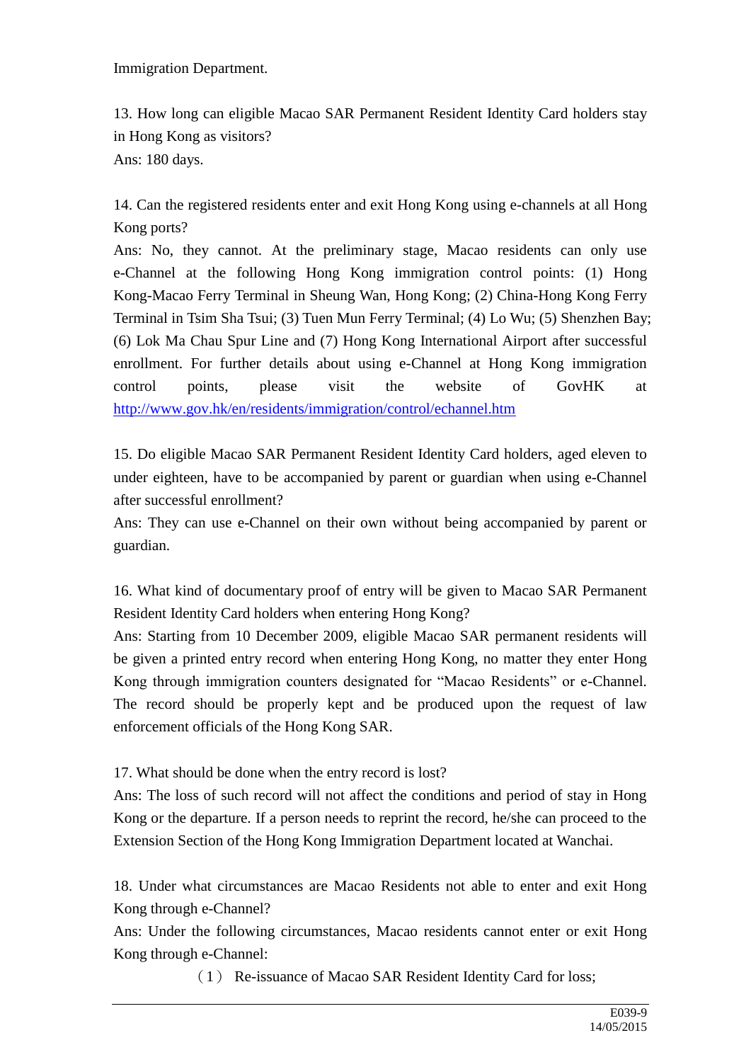Immigration Department.

13. How long can eligible Macao SAR Permanent Resident Identity Card holders stay in Hong Kong as visitors?
Ans: 180 days.

14. Can the registered residents enter and exit Hong Kong using e-channels at all Hong Kong ports?
Ans: No, they cannot. At the preliminary stage, Macao residents can only use e-Channel at the following Hong Kong immigration control points: (1) Hong Kong-Macao Ferry Terminal in Sheung Wan, Hong Kong; (2) China-Hong Kong Ferry Terminal in Tsim Sha Tsui; (3) Tuen Mun Ferry Terminal; (4) Lo Wu; (5) Shenzhen Bay; (6) Lok Ma Chau Spur Line and (7) Hong Kong International Airport after successful enrollment. For further details about using e-Channel at Hong Kong immigration control points, please visit the website of GovHK at http://www.gov.hk/en/residents/immigration/control/echannel.htm

15. Do eligible Macao SAR Permanent Resident Identity Card holders, aged eleven to under eighteen, have to be accompanied by parent or guardian when using e-Channel after successful enrollment?
Ans: They can use e-Channel on their own without being accompanied by parent or guardian.

16. What kind of documentary proof of entry will be given to Macao SAR Permanent Resident Identity Card holders when entering Hong Kong?
Ans: Starting from 10 December 2009, eligible Macao SAR permanent residents will be given a printed entry record when entering Hong Kong, no matter they enter Hong Kong through immigration counters designated for "Macao Residents" or e-Channel. The record should be properly kept and be produced upon the request of law enforcement officials of the Hong Kong SAR.

17. What should be done when the entry record is lost?
Ans: The loss of such record will not affect the conditions and period of stay in Hong Kong or the departure. If a person needs to reprint the record, he/she can proceed to the Extension Section of the Hong Kong Immigration Department located at Wanchai.

18. Under what circumstances are Macao Residents not able to enter and exit Hong Kong through e-Channel?
Ans: Under the following circumstances, Macao residents cannot enter or exit Hong Kong through e-Channel:

（1） Re-issuance of Macao SAR Resident Identity Card for loss;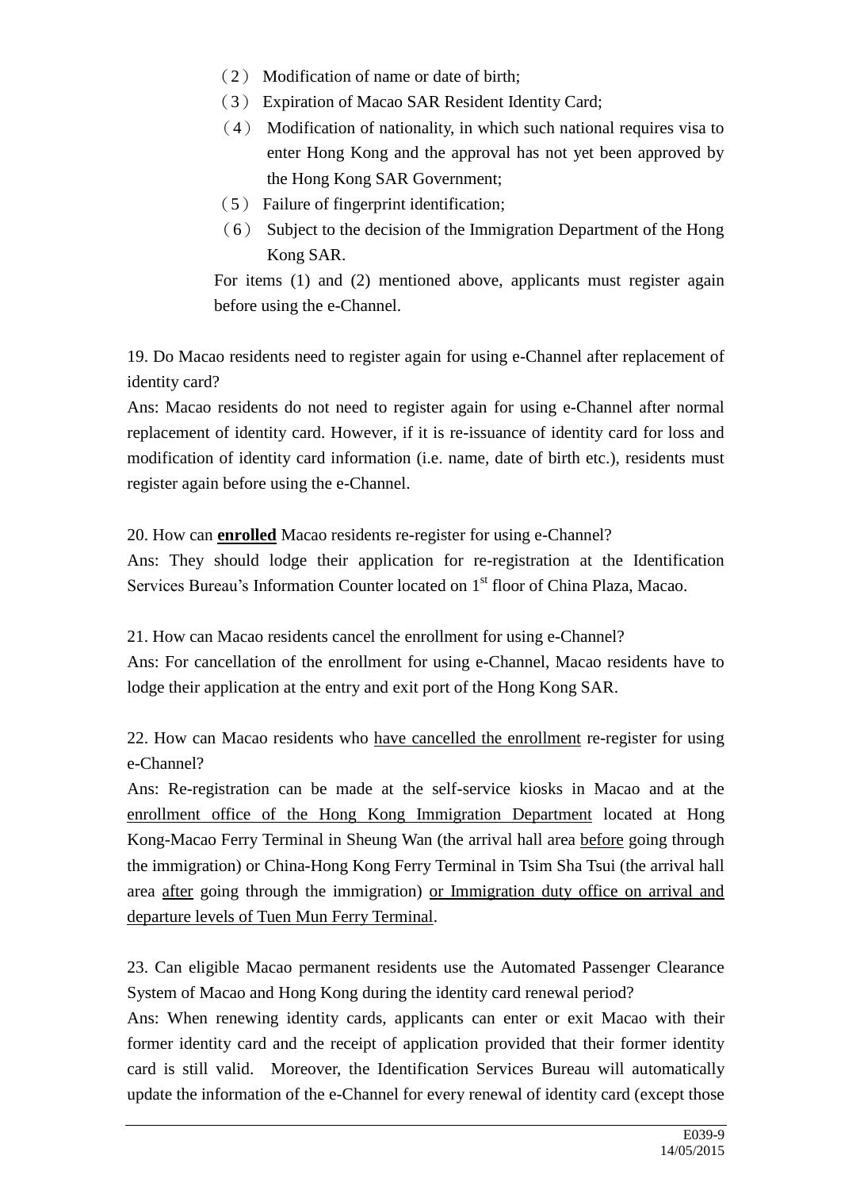（2） Modification of name or date of birth;

（3） Expiration of Macao SAR Resident Identity Card;

（4） Modification of nationality, in which such national requires visa to enter Hong Kong and the approval has not yet been approved by the Hong Kong SAR Government;

（5） Failure of fingerprint identification;

（6） Subject to the decision of the Immigration Department of the Hong Kong SAR.

For items (1) and (2) mentioned above, applicants must register again before using the e-Channel.

19. Do Macao residents need to register again for using e-Channel after replacement of identity card?

Ans: Macao residents do not need to register again for using e-Channel after normal replacement of identity card. However, if it is re-issuance of identity card for loss and modification of identity card information (i.e. name, date of birth etc.), residents must register again before using the e-Channel.

20. How can **<u>enrolled</u>** Macao residents re-register for using e-Channel?

Ans: They should lodge their application for re-registration at the Identification Services Bureau's Information Counter located on 1st floor of China Plaza, Macao.

21. How can Macao residents cancel the enrollment for using e-Channel?

Ans: For cancellation of the enrollment for using e-Channel, Macao residents have to lodge their application at the entry and exit port of the Hong Kong SAR.

22. How can Macao residents who <u>have cancelled the enrollment</u> re-register for using e-Channel?

Ans: Re-registration can be made at the self-service kiosks in Macao and at the <u>enrollment office of the Hong Kong Immigration Department</u> located at Hong Kong-Macao Ferry Terminal in Sheung Wan (the arrival hall area <u>before</u> going through the immigration) or China-Hong Kong Ferry Terminal in Tsim Sha Tsui (the arrival hall area <u>after</u> going through the immigration) <u>or Immigration duty office on arrival and departure levels of Tuen Mun Ferry Terminal</u>.

23. Can eligible Macao permanent residents use the Automated Passenger Clearance System of Macao and Hong Kong during the identity card renewal period?

Ans: When renewing identity cards, applicants can enter or exit Macao with their former identity card and the receipt of application provided that their former identity card is still valid. Moreover, the Identification Services Bureau will automatically update the information of the e-Channel for every renewal of identity card (except those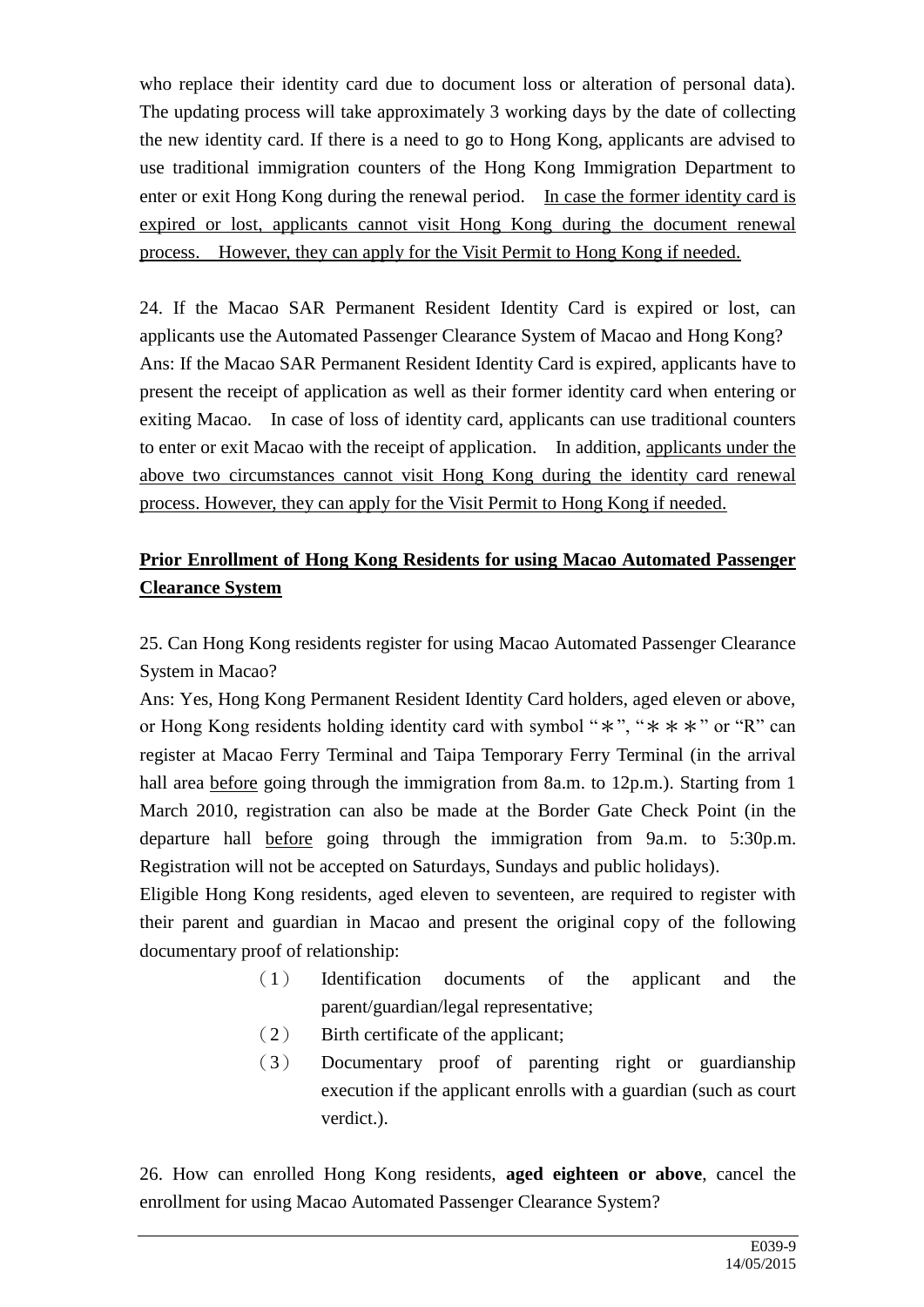who replace their identity card due to document loss or alteration of personal data). The updating process will take approximately 3 working days by the date of collecting the new identity card. If there is a need to go to Hong Kong, applicants are advised to use traditional immigration counters of the Hong Kong Immigration Department to enter or exit Hong Kong during the renewal period. <u>In case the former identity card is expired or lost, applicants cannot visit Hong Kong during the document renewal process. However, they can apply for the Visit Permit to Hong Kong if needed.</u>

24. If the Macao SAR Permanent Resident Identity Card is expired or lost, can applicants use the Automated Passenger Clearance System of Macao and Hong Kong?
Ans: If the Macao SAR Permanent Resident Identity Card is expired, applicants have to present the receipt of application as well as their former identity card when entering or exiting Macao. In case of loss of identity card, applicants can use traditional counters to enter or exit Macao with the receipt of application. In addition, <u>applicants under the above two circumstances cannot visit Hong Kong during the identity card renewal process. However, they can apply for the Visit Permit to Hong Kong if needed.</u>

## <u>**Prior Enrollment of Hong Kong Residents for using Macao Automated Passenger Clearance System**</u>

25. Can Hong Kong residents register for using Macao Automated Passenger Clearance System in Macao?
Ans: Yes, Hong Kong Permanent Resident Identity Card holders, aged eleven or above, or Hong Kong residents holding identity card with symbol "＊", "＊＊＊" or "R" can register at Macao Ferry Terminal and Taipa Temporary Ferry Terminal (in the arrival hall area <u>before</u> going through the immigration from 8a.m. to 12p.m.). Starting from 1 March 2010, registration can also be made at the Border Gate Check Point (in the departure hall <u>before</u> going through the immigration from 9a.m. to 5:30p.m. Registration will not be accepted on Saturdays, Sundays and public holidays).
Eligible Hong Kong residents, aged eleven to seventeen, are required to register with their parent and guardian in Macao and present the original copy of the following documentary proof of relationship:

（1） Identification documents of the applicant and the parent/guardian/legal representative;
（2） Birth certificate of the applicant;
（3） Documentary proof of parenting right or guardianship execution if the applicant enrolls with a guardian (such as court verdict.).

26. How can enrolled Hong Kong residents, **aged eighteen or above**, cancel the enrollment for using Macao Automated Passenger Clearance System?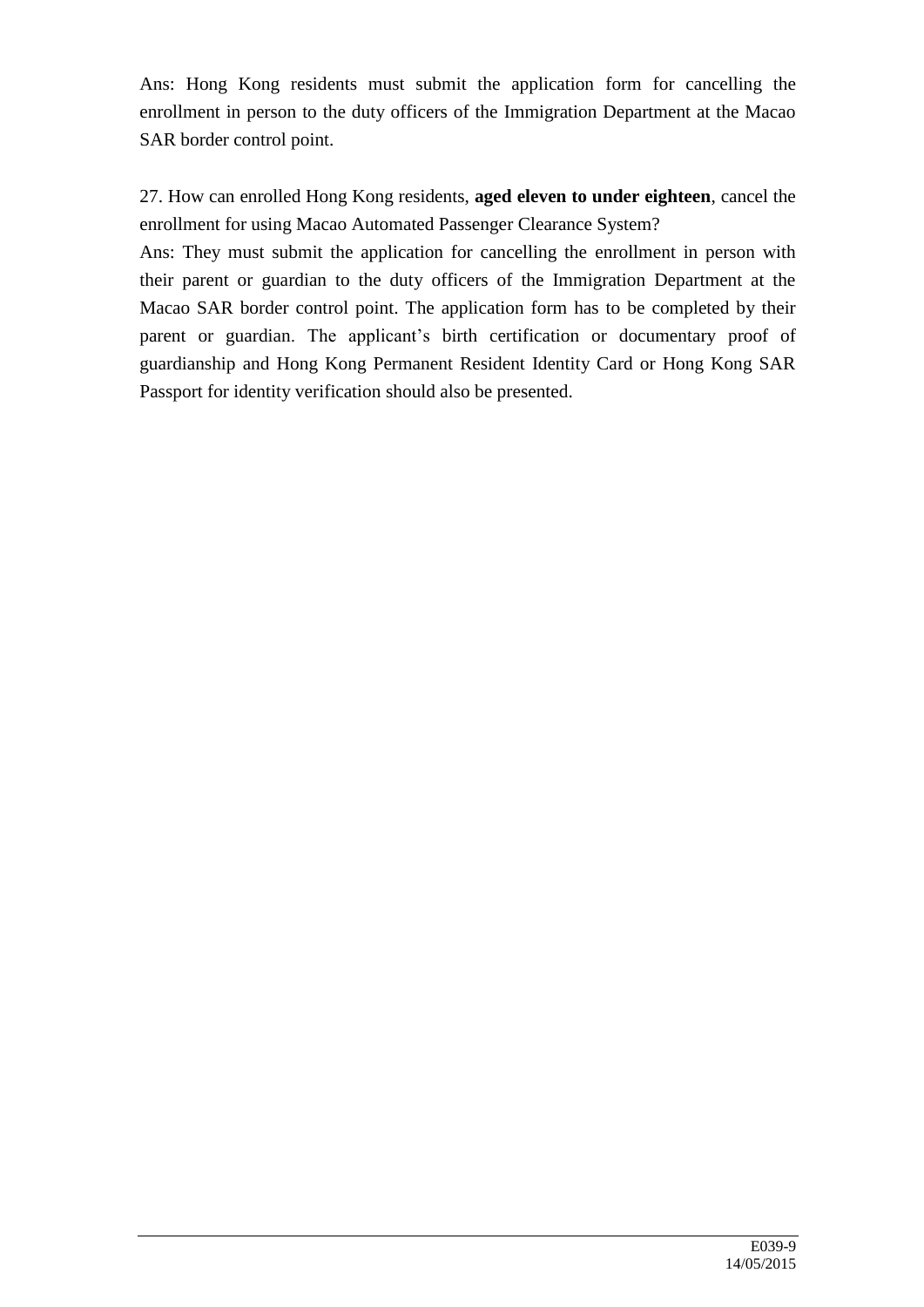Ans: Hong Kong residents must submit the application form for cancelling the enrollment in person to the duty officers of the Immigration Department at the Macao SAR border control point.

27. How can enrolled Hong Kong residents, **aged eleven to under eighteen**, cancel the enrollment for using Macao Automated Passenger Clearance System?

Ans: They must submit the application for cancelling the enrollment in person with their parent or guardian to the duty officers of the Immigration Department at the Macao SAR border control point. The application form has to be completed by their parent or guardian. The applicant's birth certification or documentary proof of guardianship and Hong Kong Permanent Resident Identity Card or Hong Kong SAR Passport for identity verification should also be presented.